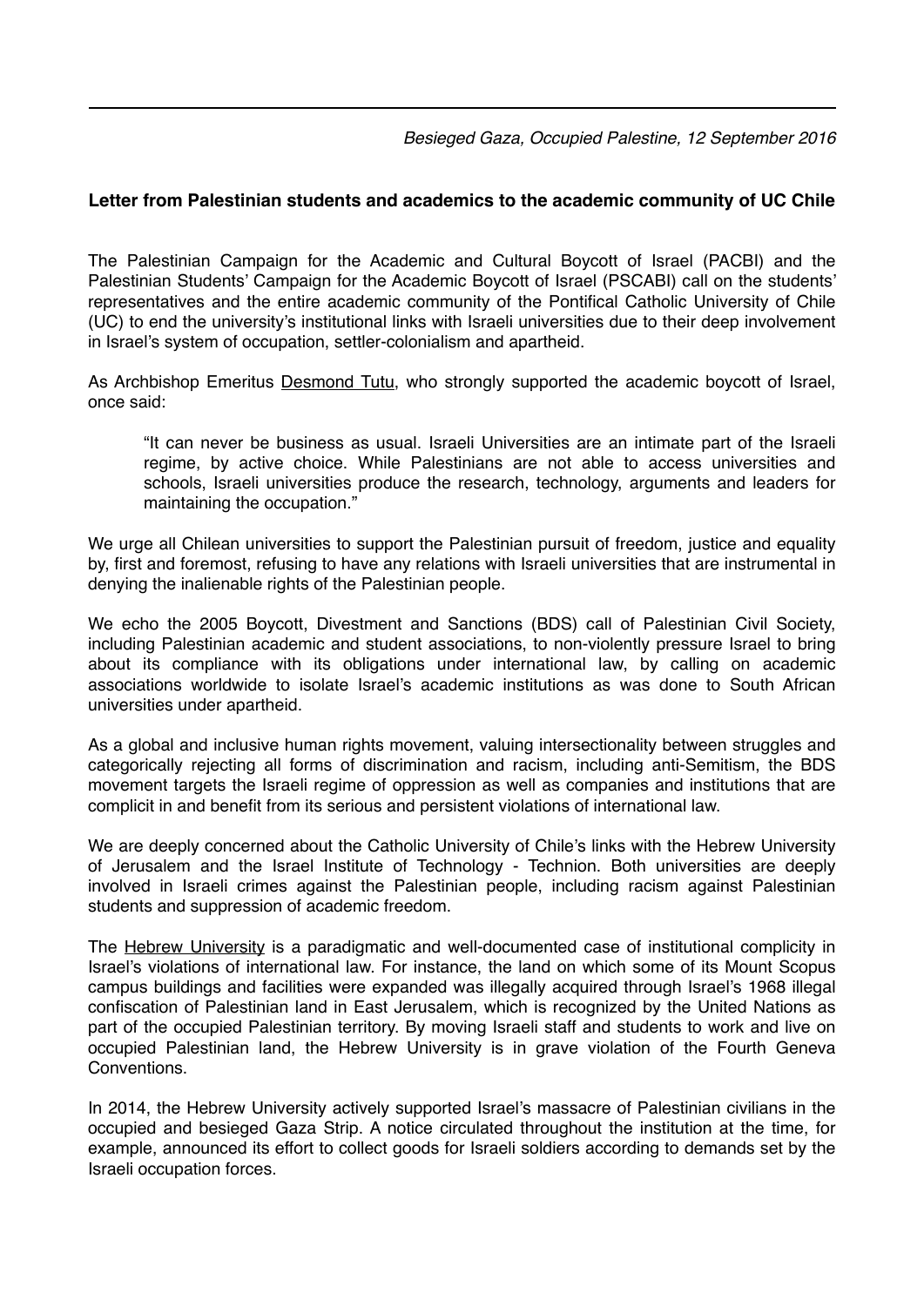*Besieged Gaza, Occupied Palestine, 12 September 2016*

**Letter from Palestinian students and academics to the academic community of UC Chile**

The Palestinian Campaign for the Academic and Cultural Boycott of Israel (PACBI) and the Palestinian Students' Campaign for the Academic Boycott of Israel (PSCABI) call on the students' representatives and the entire academic community of the Pontifical Catholic University of Chile (UC) to end the university's institutional links with Israeli universities due to their deep involvement in Israel's system of occupation, settler-colonialism and apartheid.

As Archbishop Emeritus Desmond Tutu, who strongly supported the academic boycott of Israel, once said:

> "It can never be business as usual. Israeli Universities are an intimate part of the Israeli regime, by active choice. While Palestinians are not able to access universities and schools, Israeli universities produce the research, technology, arguments and leaders for maintaining the occupation."

We urge all Chilean universities to support the Palestinian pursuit of freedom, justice and equality by, first and foremost, refusing to have any relations with Israeli universities that are instrumental in denying the inalienable rights of the Palestinian people.

We echo the 2005 Boycott, Divestment and Sanctions (BDS) call of Palestinian Civil Society, including Palestinian academic and student associations, to non-violently pressure Israel to bring about its compliance with its obligations under international law, by calling on academic associations worldwide to isolate Israel's academic institutions as was done to South African universities under apartheid.

As a global and inclusive human rights movement, valuing intersectionality between struggles and categorically rejecting all forms of discrimination and racism, including anti-Semitism, the BDS movement targets the Israeli regime of oppression as well as companies and institutions that are complicit in and benefit from its serious and persistent violations of international law.

We are deeply concerned about the Catholic University of Chile's links with the Hebrew University of Jerusalem and the Israel Institute of Technology - Technion. Both universities are deeply involved in Israeli crimes against the Palestinian people, including racism against Palestinian students and suppression of academic freedom.

The Hebrew University is a paradigmatic and well-documented case of institutional complicity in Israel's violations of international law. For instance, the land on which some of its Mount Scopus campus buildings and facilities were expanded was illegally acquired through Israel's 1968 illegal confiscation of Palestinian land in East Jerusalem, which is recognized by the United Nations as part of the occupied Palestinian territory. By moving Israeli staff and students to work and live on occupied Palestinian land, the Hebrew University is in grave violation of the Fourth Geneva Conventions.

In 2014, the Hebrew University actively supported Israel's massacre of Palestinian civilians in the occupied and besieged Gaza Strip. A notice circulated throughout the institution at the time, for example, announced its effort to collect goods for Israeli soldiers according to demands set by the Israeli occupation forces.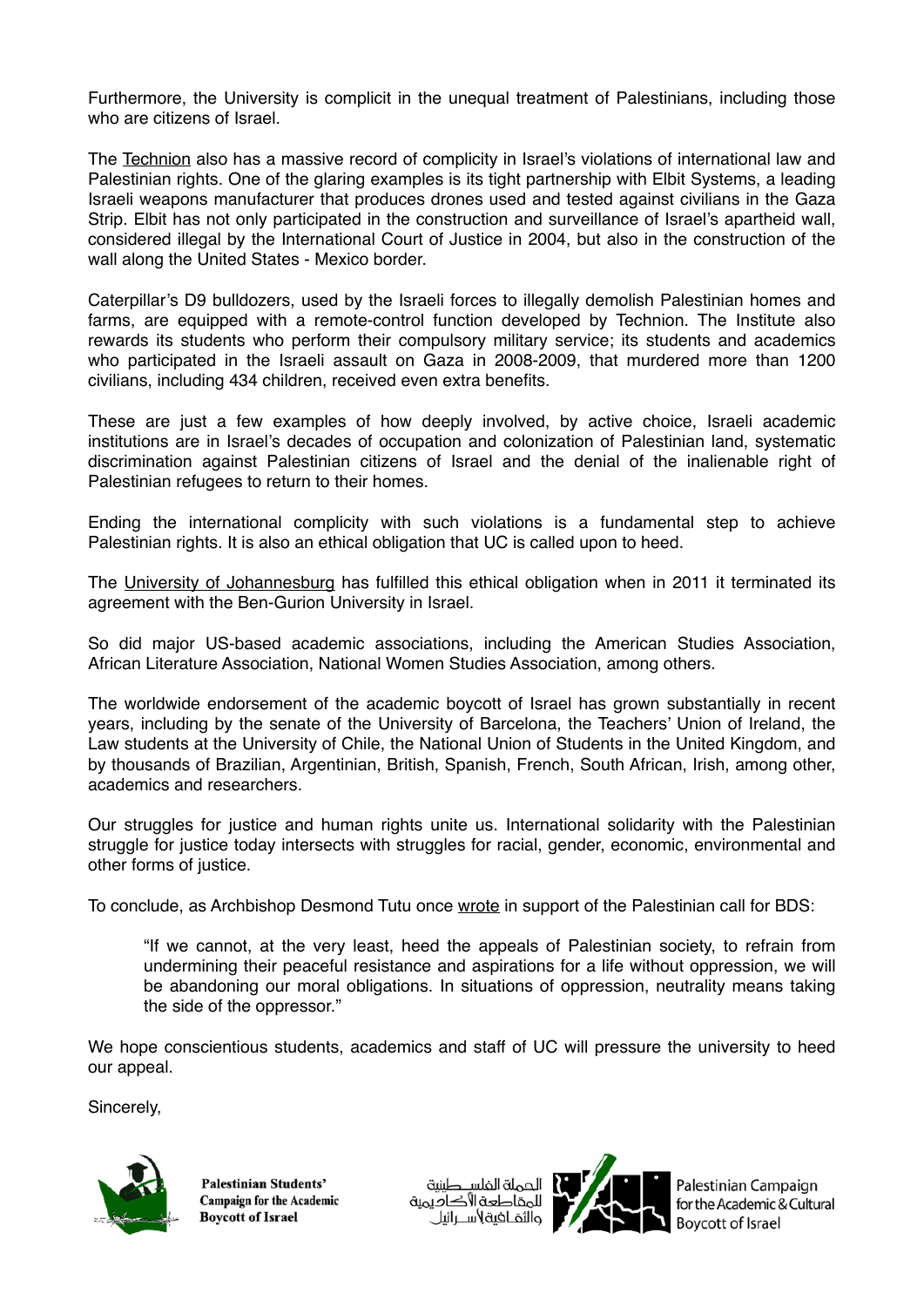Furthermore, the University is complicit in the unequal treatment of Palestinians, including those who are citizens of Israel.

The Technion also has a massive record of complicity in Israel's violations of international law and Palestinian rights. One of the glaring examples is its tight partnership with Elbit Systems, a leading Israeli weapons manufacturer that produces drones used and tested against civilians in the Gaza Strip. Elbit has not only participated in the construction and surveillance of Israel's apartheid wall, considered illegal by the International Court of Justice in 2004, but also in the construction of the wall along the United States - Mexico border.

Caterpillar's D9 bulldozers, used by the Israeli forces to illegally demolish Palestinian homes and farms, are equipped with a remote-control function developed by Technion. The Institute also rewards its students who perform their compulsory military service; its students and academics who participated in the Israeli assault on Gaza in 2008-2009, that murdered more than 1200 civilians, including 434 children, received even extra benefits.

These are just a few examples of how deeply involved, by active choice, Israeli academic institutions are in Israel's decades of occupation and colonization of Palestinian land, systematic discrimination against Palestinian citizens of Israel and the denial of the inalienable right of Palestinian refugees to return to their homes.

Ending the international complicity with such violations is a fundamental step to achieve Palestinian rights. It is also an ethical obligation that UC is called upon to heed.

The University of Johannesburg has fulfilled this ethical obligation when in 2011 it terminated its agreement with the Ben-Gurion University in Israel.

So did major US-based academic associations, including the American Studies Association, African Literature Association, National Women Studies Association, among others.

The worldwide endorsement of the academic boycott of Israel has grown substantially in recent years, including by the senate of the University of Barcelona, the Teachers' Union of Ireland, the Law students at the University of Chile, the National Union of Students in the United Kingdom, and by thousands of Brazilian, Argentinian, British, Spanish, French, South African, Irish, among other, academics and researchers.

Our struggles for justice and human rights unite us. International solidarity with the Palestinian struggle for justice today intersects with struggles for racial, gender, economic, environmental and other forms of justice.

To conclude, as Archbishop Desmond Tutu once wrote in support of the Palestinian call for BDS:

> "If we cannot, at the very least, heed the appeals of Palestinian society, to refrain from undermining their peaceful resistance and aspirations for a life without oppression, we will be abandoning our moral obligations. In situations of oppression, neutrality means taking the side of the oppressor."

We hope conscientious students, academics and staff of UC will pressure the university to heed our appeal.

Sincerely,

**Palestinian Students' Campaign for the Academic Boycott of Israel**

الحملة الفلسطينية للمقاطعة الأكاديمية والثقافية لإسرائيل

Palestinian Campaign for the Academic & Cultural Boycott of Israel